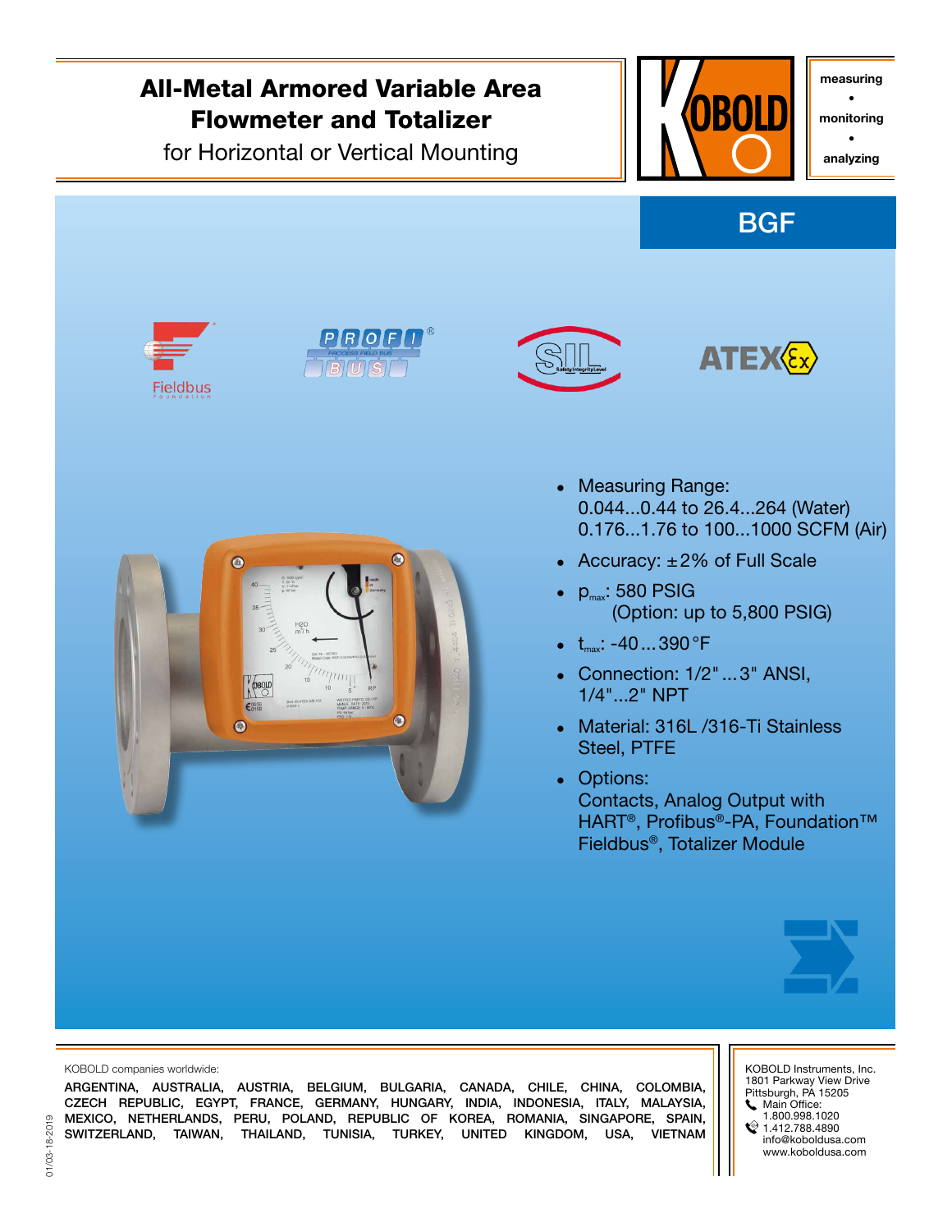# All-Metal Armored Variable Area Flowmeter and Totalizer

for Horizontal or Vertical Mounting

measuring • monitoring • analyzing

## BGF

- Measuring Range:
  0.044...0.44 to 26.4...264 (Water)
  0.176...1.76 to 100...1000 SCFM (Air)
- Accuracy: ±2% of Full Scale
- $p_{max}$: 580 PSIG
  (Option: up to 5,800 PSIG)
- $t_{max}$: -40...390 °F
- Connection: 1/2"...3" ANSI,
  1/4"...2" NPT
- Material: 316L /316-Ti Stainless Steel, PTFE
- Options:
  Contacts, Analog Output with HART®, Profibus®-PA, Foundation™ Fieldbus®, Totalizer Module

KOBOLD companies worldwide:

ARGENTINA, AUSTRALIA, AUSTRIA, BELGIUM, BULGARIA, CANADA, CHILE, CHINA, COLOMBIA, CZECH REPUBLIC, EGYPT, FRANCE, GERMANY, HUNGARY, INDIA, INDONESIA, ITALY, MALAYSIA, MEXICO, NETHERLANDS, PERU, POLAND, REPUBLIC OF KOREA, ROMANIA, SINGAPORE, SPAIN, SWITZERLAND, TAIWAN, THAILAND, TUNISIA, TURKEY, UNITED KINGDOM, USA, VIETNAM

KOBOLD Instruments, Inc.
1801 Parkway View Drive
Pittsburgh, PA 15205
Main Office:
1.800.998.1020
1.412.788.4890
info@koboldusa.com
www.koboldusa.com

01/03-18-2019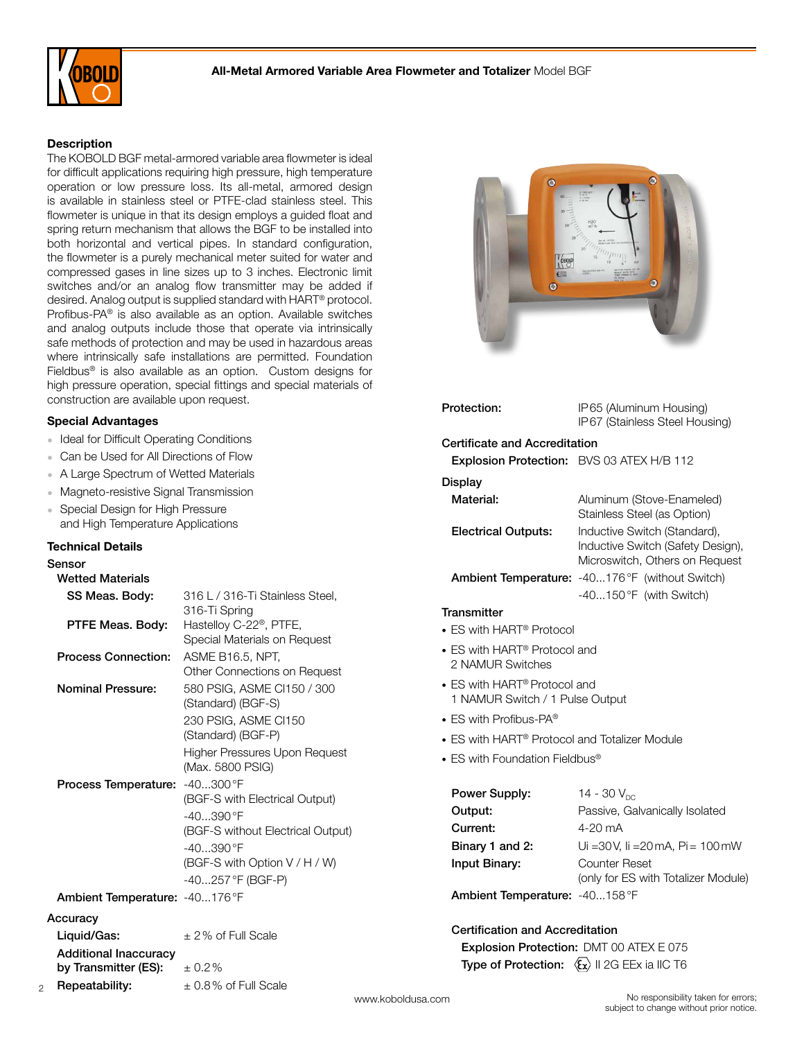**All-Metal Armored Variable Area Flowmeter and Totalizer** Model BGF

## Description

The KOBOLD BGF metal-armored variable area flowmeter is ideal for difficult applications requiring high pressure, high temperature operation or low pressure loss. Its all-metal, armored design is available in stainless steel or PTFE-clad stainless steel. This flowmeter is unique in that its design employs a guided float and spring return mechanism that allows the BGF to be installed into both horizontal and vertical pipes. In standard configuration, the flowmeter is a purely mechanical meter suited for water and compressed gases in line sizes up to 3 inches. Electronic limit switches and/or an analog flow transmitter may be added if desired. Analog output is supplied standard with HART® protocol. Profibus-PA® is also available as an option. Available switches and analog outputs include those that operate via intrinsically safe methods of protection and may be used in hazardous areas where intrinsically safe installations are permitted. Foundation Fieldbus® is also available as an option. Custom designs for high pressure operation, special fittings and special materials of construction are available upon request.

## Special Advantages

- Ideal for Difficult Operating Conditions
- Can be Used for All Directions of Flow
- A Large Spectrum of Wetted Materials
- Magneto-resistive Signal Transmission
- Special Design for High Pressure and High Temperature Applications

## Technical Details

### Sensor

**Wetted Materials**

| | |
|---|---|
| **SS Meas. Body:** | 316 L / 316-Ti Stainless Steel, 316-Ti Spring |
| **PTFE Meas. Body:** | Hastelloy C-22®, PTFE, Special Materials on Request |
| **Process Connection:** | ASME B16.5, NPT, Other Connections on Request |
| **Nominal Pressure:** | 580 PSIG, ASME Cl150 / 300 (Standard) (BGF-S)<br>230 PSIG, ASME Cl150 (Standard) (BGF-P)<br>Higher Pressures Upon Request (Max. 5800 PSIG) |
| **Process Temperature:** | -40...300 °F (BGF-S with Electrical Output)<br>-40...390 °F (BGF-S without Electrical Output)<br>-40...390 °F (BGF-S with Option V / H / W)<br>-40...257 °F (BGF-P) |
| **Ambient Temperature:** | -40...176 °F |

### Accuracy

| | |
|---|---|
| **Liquid/Gas:** | ± 2 % of Full Scale |
| **Additional Inaccuracy by Transmitter (ES):** | ± 0.2 % |
| **Repeatability:** | ± 0.8 % of Full Scale |

| | |
|---|---|
| **Protection:** | IP65 (Aluminum Housing)<br>IP67 (Stainless Steel Housing) |

### Certificate and Accreditation

| | |
|---|---|
| **Explosion Protection:** | BVS 03 ATEX H/B 112 |

### Display

| | |
|---|---|
| **Material:** | Aluminum (Stove-Enameled)<br>Stainless Steel (as Option) |
| **Electrical Outputs:** | Inductive Switch (Standard), Inductive Switch (Safety Design), Microswitch, Others on Request |
| **Ambient Temperature:** | -40...176 °F (without Switch)<br>-40...150 °F (with Switch) |

### Transmitter

- ES with HART® Protocol
- ES with HART® Protocol and 2 NAMUR Switches
- ES with HART® Protocol and 1 NAMUR Switch / 1 Pulse Output
- ES with Profibus-PA®
- ES with HART® Protocol and Totalizer Module
- ES with Foundation Fieldbus®

| | |
|---|---|
| **Power Supply:** | 14 - 30 $V_{DC}$ |
| **Output:** | Passive, Galvanically Isolated |
| **Current:** | 4-20 mA |
| **Binary 1 and 2:** | Ui =30 V, Ii =20 mA, Pi= 100 mW |
| **Input Binary:** | Counter Reset (only for ES with Totalizer Module) |
| **Ambient Temperature:** | -40...158 °F |

**Certification and Accreditation**

| | |
|---|---|
| **Explosion Protection:** | DMT 00 ATEX E 075 |
| **Type of Protection:** | Ex II 2G EEx ia IIC T6 |

www.koboldusa.com

No responsibility taken for errors; subject to change without prior notice.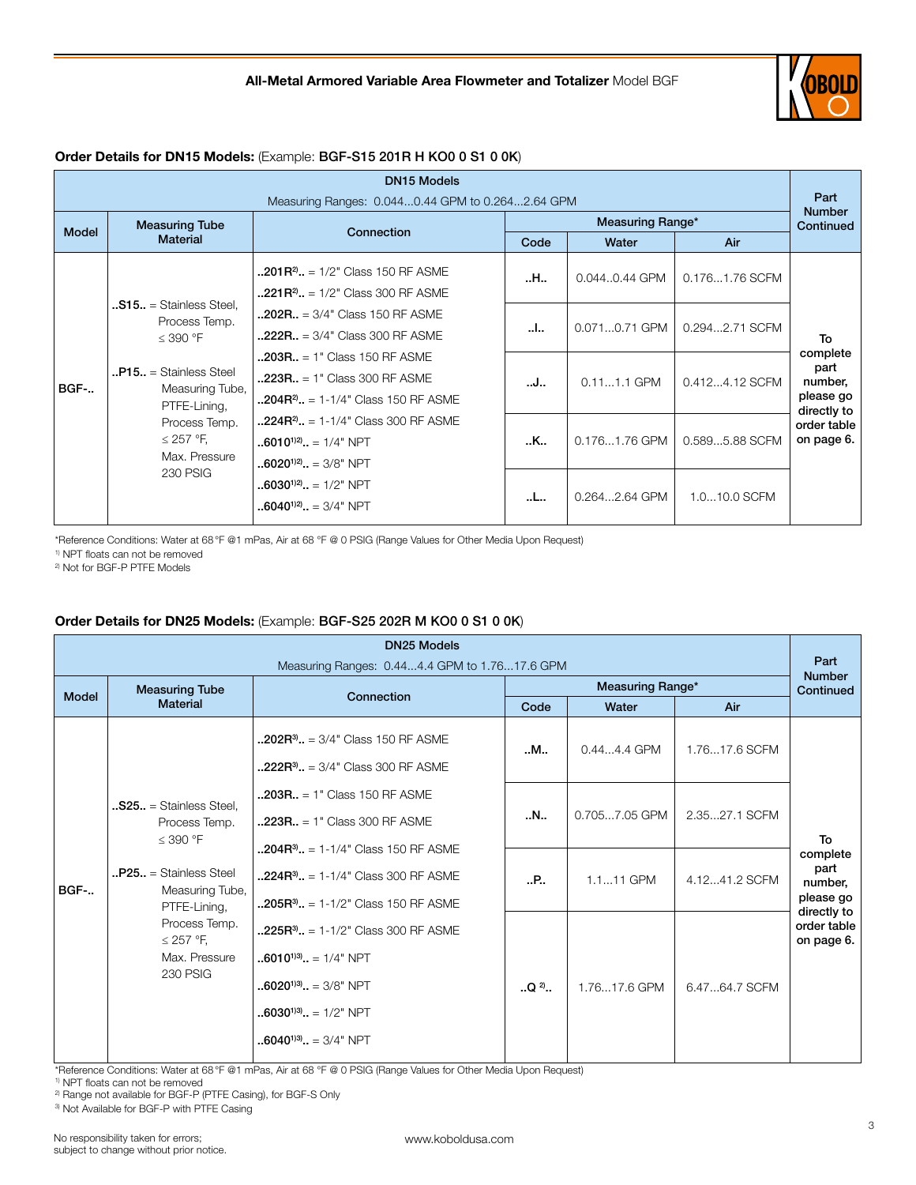### Order Details for DN15 Models: (Example: **BGF-S15 201R H KO0 0 S1 0 0K**)

| DN15 Models<br>Measuring Ranges: 0.044...0.44 GPM to 0.264...2.64 GPM | | | | | | Part Number Continued |
|---|---|---|---|---|---|---|
| Model | Measuring Tube Material | Connection | Measuring Range* | | | |
| | | | Code | Water | Air | |
| BGF-.. | **..S15..** = Stainless Steel, Process Temp. ≤ 390 °F<br><br>**..P15..** = Stainless Steel Measuring Tube, PTFE-Lining, Process Temp. ≤ 257 °F, Max. Pressure 230 PSIG | **..201R[2]..** = 1/2" Class 150 RF ASME<br>**..221R[2]..** = 1/2" Class 300 RF ASME<br>**..202R..** = 3/4" Class 150 RF ASME<br>**..222R..** = 3/4" Class 300 RF ASME<br>**..203R..** = 1" Class 150 RF ASME<br>**..223R..** = 1" Class 300 RF ASME<br>**..204R[2]..** = 1-1/4" Class 150 RF ASME<br>**..224R[2]..** = 1-1/4" Class 300 RF ASME<br>**..6010[1)2)]..** = 1/4" NPT<br>**..6020[1)2)]..** = 3/8" NPT<br>**..6030[1)2)]..** = 1/2" NPT<br>**..6040[1)2)]..** = 3/4" NPT | **..H..** | 0.044..0.44 GPM | 0.176...1.76 SCFM | To complete part number, please go directly to order table on page 6. |
| | | | **..I..** | 0.071...0.71 GPM | 0.294...2.71 SCFM | |
| | | | **..J..** | 0.11...1.1 GPM | 0.412...4.12 SCFM | |
| | | | **..K..** | 0.176...1.76 GPM | 0.589...5.88 SCFM | |
| | | | **..L..** | 0.264...2.64 GPM | 1.0...10.0 SCFM | |

*Reference Conditions: Water at 68 °F @1 mPas, Air at 68 °F @ 0 PSIG (Range Values for Other Media Upon Request)
[1] NPT floats can not be removed
[2] Not for BGF-P PTFE Models

### Order Details for DN25 Models: (Example: **BGF-S25 202R M KO0 0 S1 0 0K**)

| DN25 Models<br>Measuring Ranges: 0.44...4.4 GPM to 1.76...17.6 GPM | | | | | | Part Number Continued |
|---|---|---|---|---|---|---|
| Model | Measuring Tube Material | Connection | Measuring Range* | | | |
| | | | Code | Water | Air | |
| BGF-.. | **..S25..** = Stainless Steel, Process Temp. ≤ 390 °F<br><br>**..P25..** = Stainless Steel Measuring Tube, PTFE-Lining, Process Temp. ≤ 257 °F, Max. Pressure 230 PSIG | **..202R[3]..** = 3/4" Class 150 RF ASME<br>**..222R[3]..** = 3/4" Class 300 RF ASME<br>**..203R..** = 1" Class 150 RF ASME<br>**..223R..** = 1" Class 300 RF ASME<br>**..204R[3]..** = 1-1/4" Class 150 RF ASME<br>**..224R[3]..** = 1-1/4" Class 300 RF ASME<br>**..205R[3]..** = 1-1/2" Class 150 RF ASME<br>**..225R[3]..** = 1-1/2" Class 300 RF ASME<br>**..6010[1)3)]..** = 1/4" NPT<br>**..6020[1)3)]..** = 3/8" NPT<br>**..6030[1)3)]..** = 1/2" NPT<br>**..6040[1)3)]..** = 3/4" NPT | **..M..** | 0.44...4.4 GPM | 1.76...17.6 SCFM | To complete part number, please go directly to order table on page 6. |
| | | | **..N..** | 0.705...7.05 GPM | 2.35...27.1 SCFM | |
| | | | **..P..** | 1.1...11 GPM | 4.12...41.2 SCFM | |
| | | | **..Q [2]..** | 1.76...17.6 GPM | 6.47...64.7 SCFM | |

*Reference Conditions: Water at 68 °F @1 mPas, Air at 68 °F @ 0 PSIG (Range Values for Other Media Upon Request)
[1] NPT floats can not be removed
[2] Range not available for BGF-P (PTFE Casing), for BGF-S Only
[3] Not Available for BGF-P with PTFE Casing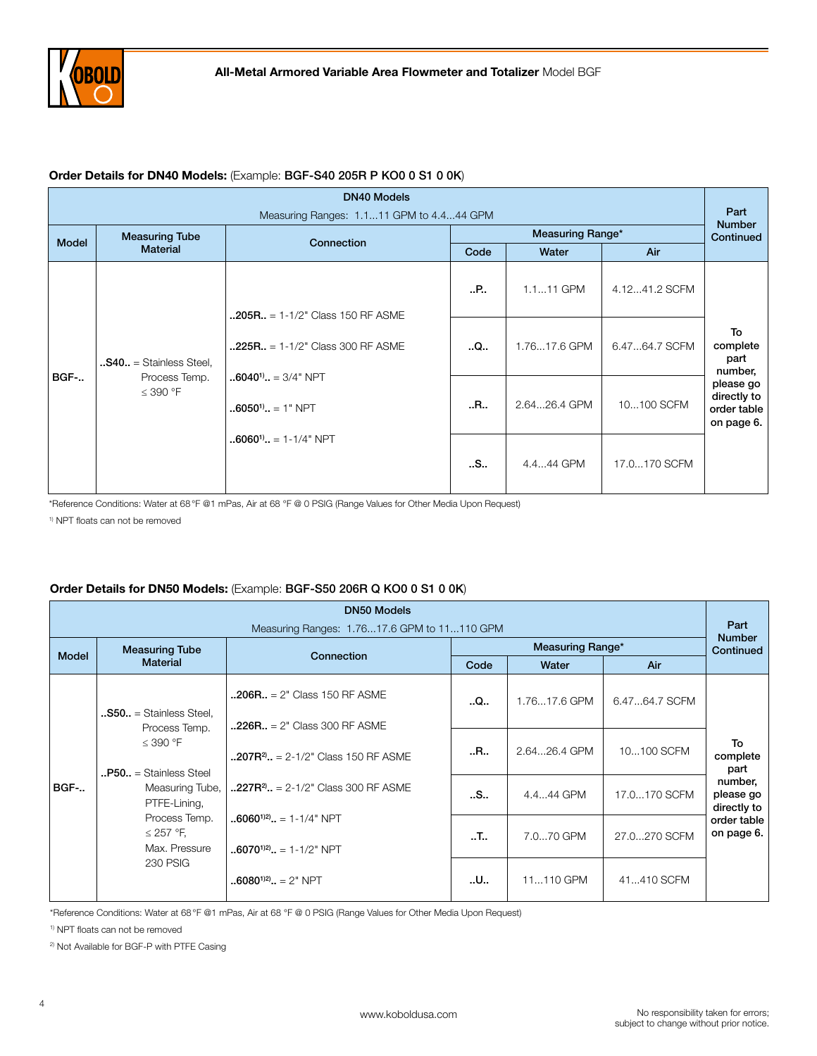### **Order Details for DN40 Models:** (Example: **BGF-S40 205R P KO0 0 S1 0 0K**)

| DN40 Models<br>Measuring Ranges: 1.1...11 GPM to 4.4...44 GPM | | | | | | Part Number Continued |
|---|---|---|---|---|---|---|
| Model | Measuring Tube Material | Connection | Measuring Range* | | | |
| | | | Code | Water | Air | |
| BGF-.. | **..S40..** = Stainless Steel, Process Temp. ≤ 390 °F | **..205R..** = 1-1/2" Class 150 RF ASME<br>**..225R..** = 1-1/2" Class 300 RF ASME<br>**..6040[1]..** = 3/4" NPT<br>**..6050[1]..** = 1" NPT<br>**..6060[1]..** = 1-1/4" NPT | **..P..** | 1.1...11 GPM | 4.12...41.2 SCFM | **To complete part number, please go directly to order table on page 6.** |
| | | | **..Q..** | 1.76...17.6 GPM | 6.47...64.7 SCFM | |
| | | | **..R..** | 2.64...26.4 GPM | 10...100 SCFM | |
| | | | **..S..** | 4.4...44 GPM | 17.0...170 SCFM | |

*Reference Conditions: Water at 68 °F @1 mPas, Air at 68 °F @ 0 PSIG (Range Values for Other Media Upon Request)

[1] NPT floats can not be removed

### **Order Details for DN50 Models:** (Example: **BGF-S50 206R Q KO0 0 S1 0 0K**)

| DN50 Models<br>Measuring Ranges: 1.76...17.6 GPM to 11...110 GPM | | | | | | Part Number Continued |
|---|---|---|---|---|---|---|
| Model | Measuring Tube Material | Connection | Measuring Range* | | | |
| | | | Code | Water | Air | |
| BGF-.. | **..S50..** = Stainless Steel, Process Temp. ≤ 390 °F<br>**..P50..** = Stainless Steel Measuring Tube, PTFE-Lining, Process Temp. ≤ 257 °F, Max. Pressure 230 PSIG | **..206R..** = 2" Class 150 RF ASME<br>**..226R..** = 2" Class 300 RF ASME<br>**..207R[2]..** = 2-1/2" Class 150 RF ASME<br>**..227R[2]..** = 2-1/2" Class 300 RF ASME<br>**..6060[1][2]..** = 1-1/4" NPT<br>**..6070[1][2]..** = 1-1/2" NPT<br>**..6080[1][2]..** = 2" NPT | **..Q..** | 1.76...17.6 GPM | 6.47...64.7 SCFM | **To complete part number, please go directly to order table on page 6.** |
| | | | **..R..** | 2.64...26.4 GPM | 10...100 SCFM | |
| | | | **..S..** | 4.4...44 GPM | 17.0...170 SCFM | |
| | | | **..T..** | 7.0...70 GPM | 27.0...270 SCFM | |
| | | | **..U..** | 11...110 GPM | 41...410 SCFM | |

*Reference Conditions: Water at 68 °F @1 mPas, Air at 68 °F @ 0 PSIG (Range Values for Other Media Upon Request)

[1] NPT floats can not be removed

[2] Not Available for BGF-P with PTFE Casing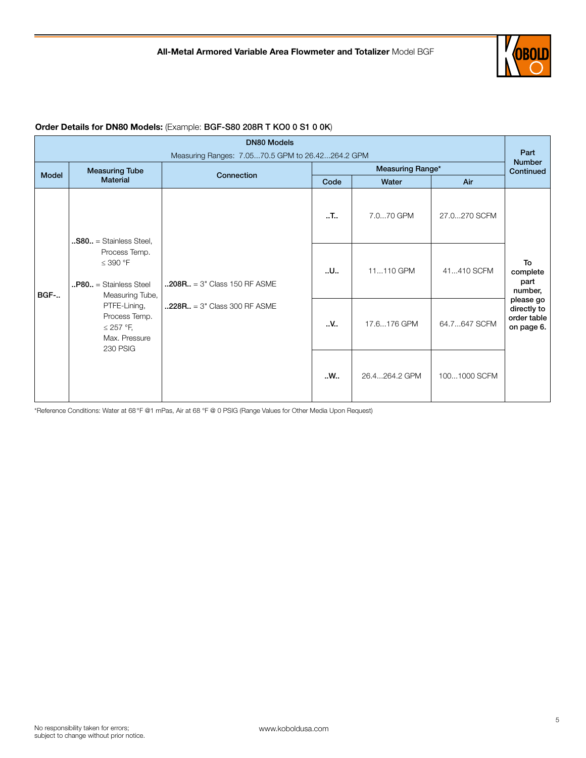**Order Details for DN80 Models:** (Example: **BGF-S80 208R T KO0 0 S1 0 0K**)

| DN80 Models<br>Measuring Ranges: 7.05...70.5 GPM to 26.42...264.2 GPM | | | | | | Part Number Continued |
|---|---|---|---|---|---|---|
| Model | Measuring Tube Material | Connection | Measuring Range* | | | |
| | | | Code | Water | Air | |
| BGF-.. | **..S80..** = Stainless Steel, Process Temp. ≤ 390 °F<br><br>**..P80..** = Stainless Steel Measuring Tube, PTFE-Lining, Process Temp. ≤ 257 °F, Max. Pressure 230 PSIG | **..208R..** = 3" Class 150 RF ASME<br><br>**..228R..** = 3" Class 300 RF ASME | **..T..** | 7.0...70 GPM | 27.0...270 SCFM | **To complete part number, please go directly to order table on page 6.** |
| | | | **..U..** | 11...110 GPM | 41...410 SCFM | |
| | | | **..V..** | 17.6...176 GPM | 64.7...647 SCFM | |
| | | | **..W..** | 26.4...264.2 GPM | 100...1000 SCFM | |

*Reference Conditions: Water at 68 °F @1 mPas, Air at 68 °F @ 0 PSIG (Range Values for Other Media Upon Request)

No responsibility taken for errors; subject to change without prior notice.

www.koboldusa.com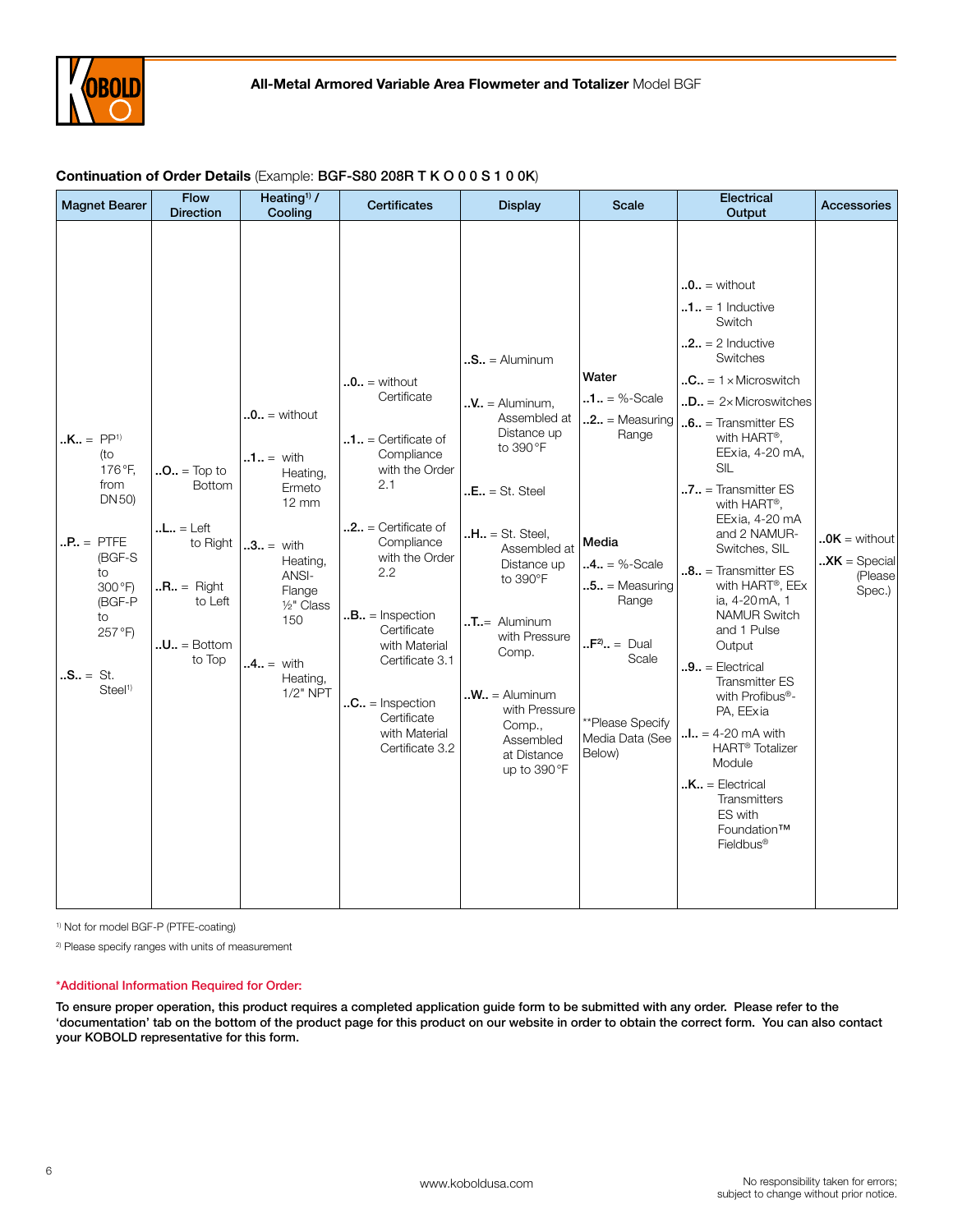**Continuation of Order Details** (Example: **BGF-S80 208R T K O 0 0 S 1 0 0K**)

| Magnet Bearer | Flow Direction | Heating[1] / Cooling | Certificates | Display | Scale | Electrical Output | Accessories |
|---|---|---|---|---|---|---|---|
| **..K..** = PP[1] (to 176 °F, from DN50)<br><br>**..P..** = PTFE (BGF-S to 300 °F) (BGF-P to 257 °F)<br><br>**..S..** = St. Steel[1] | **..O..** = Top to Bottom<br><br>**..L..** = Left to Right<br><br>**..R..** = Right to Left<br><br>**..U..** = Bottom to Top | **..0..** = without<br><br>**..1..** = with Heating, Ermeto 12 mm<br><br>**..3..** = with Heating, ANSI-Flange ½" Class 150<br><br>**..4..** = with Heating, 1/2" NPT | **..0..** = without Certificate<br><br>**..1..** = Certificate of Compliance with the Order 2.1<br><br>**..2..** = Certificate of Compliance with the Order 2.2<br><br>**..B..** = Inspection Certificate with Material Certificate 3.1<br><br>**..C..** = Inspection Certificate with Material Certificate 3.2 | **..S..** = Aluminum<br><br>**..V..** = Aluminum, Assembled at Distance up to 390 °F<br><br>**..E..** = St. Steel<br><br>**..H..** = St. Steel, Assembled at Distance up to 390°F<br><br>**..T..**= Aluminum with Pressure Comp.<br><br>**..W..** = Aluminum with Pressure Comp., Assembled at Distance up to 390 °F | **Water**<br>**..1..** = %-Scale<br>**..2..** = Measuring Range<br><br>**Media**<br>**..4..** = %-Scale<br>**..5..** = Measuring Range<br><br>**..F[2]..** = Dual Scale<br><br>**Please Specify Media Data (See Below) | **..0..** = without<br>**..1..** = 1 Inductive Switch<br>**..2..** = 2 Inductive Switches<br>**..C..** = 1 × Microswitch<br>**..D..** = 2× Microswitches<br>**..6..** = Transmitter ES with HART®, EExia, 4-20 mA, SIL<br>**..7..** = Transmitter ES with HART®, EExia, 4-20 mA and 2 NAMUR-Switches, SIL<br>**..8..** = Transmitter ES with HART®, EEx ia, 4-20mA, 1 NAMUR Switch and 1 Pulse Output<br>**..9..** = Electrical Transmitter ES with Profibus®-PA, EExia<br>**..I..** = 4-20 mA with HART® Totalizer Module<br>**..K..** = Electrical Transmitters ES with Foundation™ Fieldbus® | **..0K** = without<br>**..XK** = Special (Please Spec.) |

[1] Not for model BGF-P (PTFE-coating)

[2] Please specify ranges with units of measurement

*Additional Information Required for Order:

**To ensure proper operation, this product requires a completed application guide form to be submitted with any order. Please refer to the 'documentation' tab on the bottom of the product page for this product on our website in order to obtain the correct form. You can also contact your KOBOLD representative for this form.**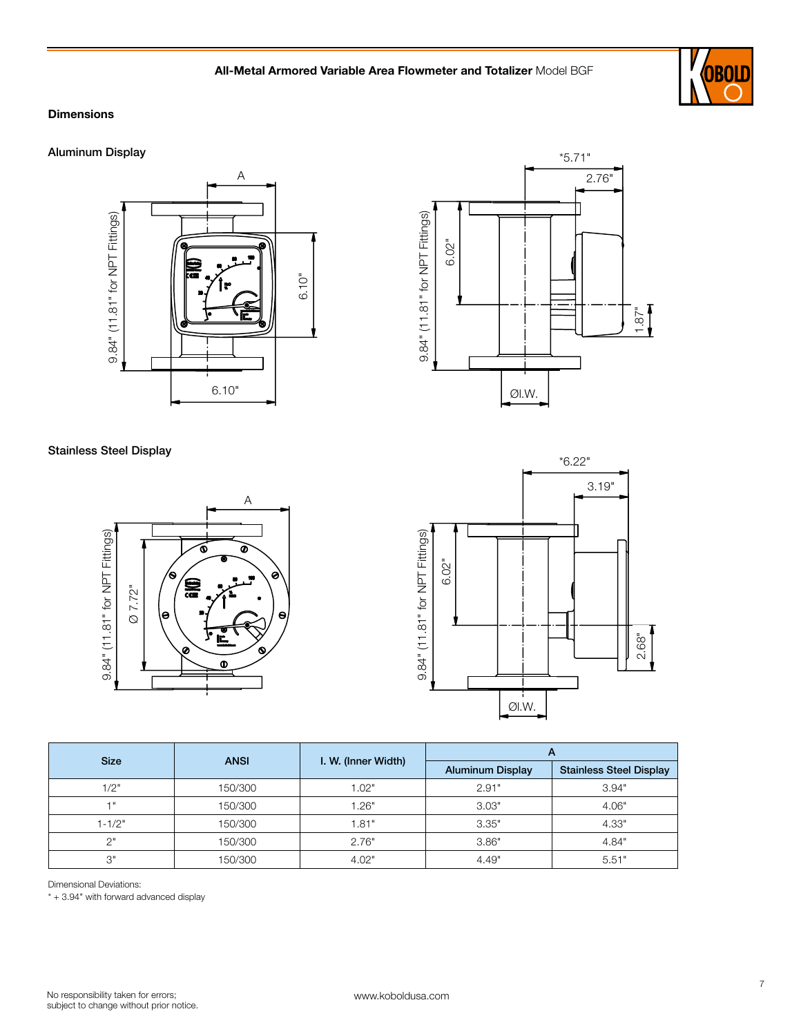## Dimensions

### Aluminum Display

A

9.84" (11.81" for NPT Fittings)

6.10"

6.10"

*5.71"

2.76"

6.02"

1.87"

ØI.W.

### Stainless Steel Display

A

9.84" (11.81" for NPT Fittings)

Ø 7.72"

*6.22"

3.19"

6.02"

2.68"

ØI.W.

| Size | ANSI | I. W. (Inner Width) | A | |
|---|---|---|---|---|
| | | | Aluminum Display | Stainless Steel Display |
| 1/2" | 150/300 | 1.02" | 2.91" | 3.94" |
| 1" | 150/300 | 1.26" | 3.03" | 4.06" |
| 1-1/2" | 150/300 | 1.81" | 3.35" | 4.33" |
| 2" | 150/300 | 2.76" | 3.86" | 4.84" |
| 3" | 150/300 | 4.02" | 4.49" | 5.51" |

Dimensional Deviations:

* + 3.94" with forward advanced display

No responsibility taken for errors; subject to change without prior notice.

www.koboldusa.com